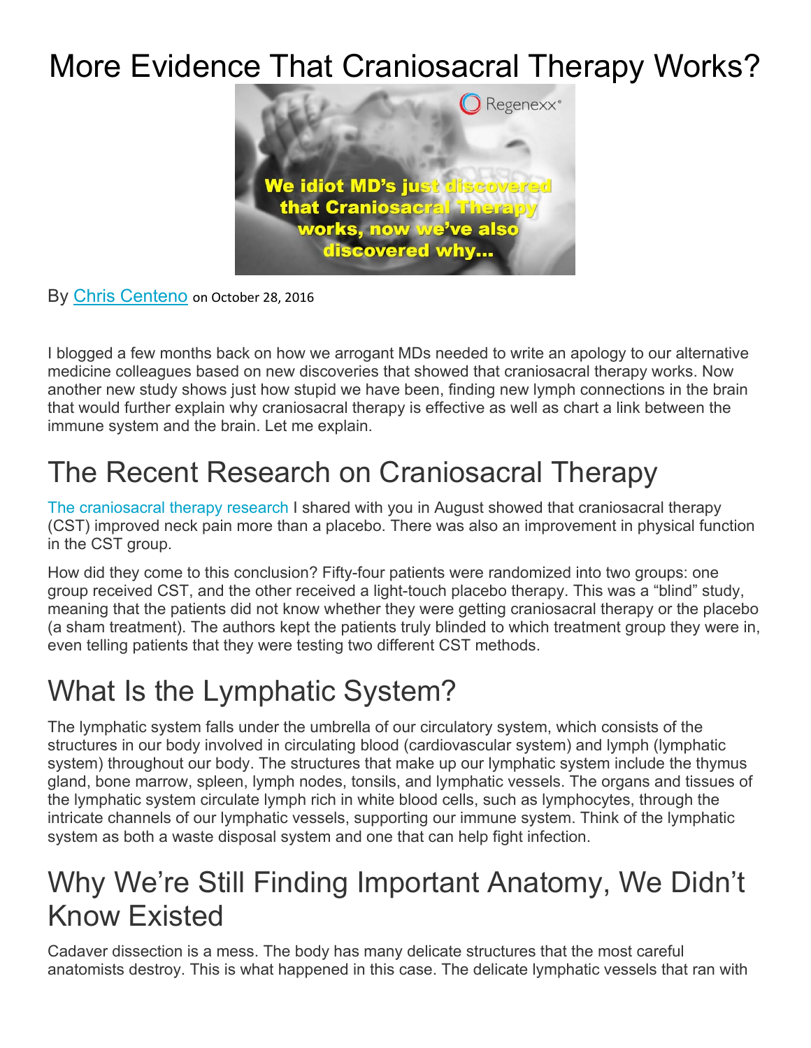# More Evidence That Craniosacral Therapy Works?

By Chris Centeno on October 28, 2016

I blogged a few months back on how we arrogant MDs needed to write an apology to our alternative medicine colleagues based on new discoveries that showed that craniosacral therapy works. Now another new study shows just how stupid we have been, finding new lymph connections in the brain that would further explain why craniosacral therapy is effective as well as chart a link between the immune system and the brain. Let me explain.

## The Recent Research on Craniosacral Therapy

The craniosacral therapy research I shared with you in August showed that craniosacral therapy (CST) improved neck pain more than a placebo. There was also an improvement in physical function in the CST group.

How did they come to this conclusion? Fifty-four patients were randomized into two groups: one group received CST, and the other received a light-touch placebo therapy. This was a "blind" study, meaning that the patients did not know whether they were getting craniosacral therapy or the placebo (a sham treatment). The authors kept the patients truly blinded to which treatment group they were in, even telling patients that they were testing two different CST methods.

## What Is the Lymphatic System?

The lymphatic system falls under the umbrella of our circulatory system, which consists of the structures in our body involved in circulating blood (cardiovascular system) and lymph (lymphatic system) throughout our body. The structures that make up our lymphatic system include the thymus gland, bone marrow, spleen, lymph nodes, tonsils, and lymphatic vessels. The organs and tissues of the lymphatic system circulate lymph rich in white blood cells, such as lymphocytes, through the intricate channels of our lymphatic vessels, supporting our immune system. Think of the lymphatic system as both a waste disposal system and one that can help fight infection.

## Why We're Still Finding Important Anatomy, We Didn't Know Existed

Cadaver dissection is a mess. The body has many delicate structures that the most careful anatomists destroy. This is what happened in this case. The delicate lymphatic vessels that ran with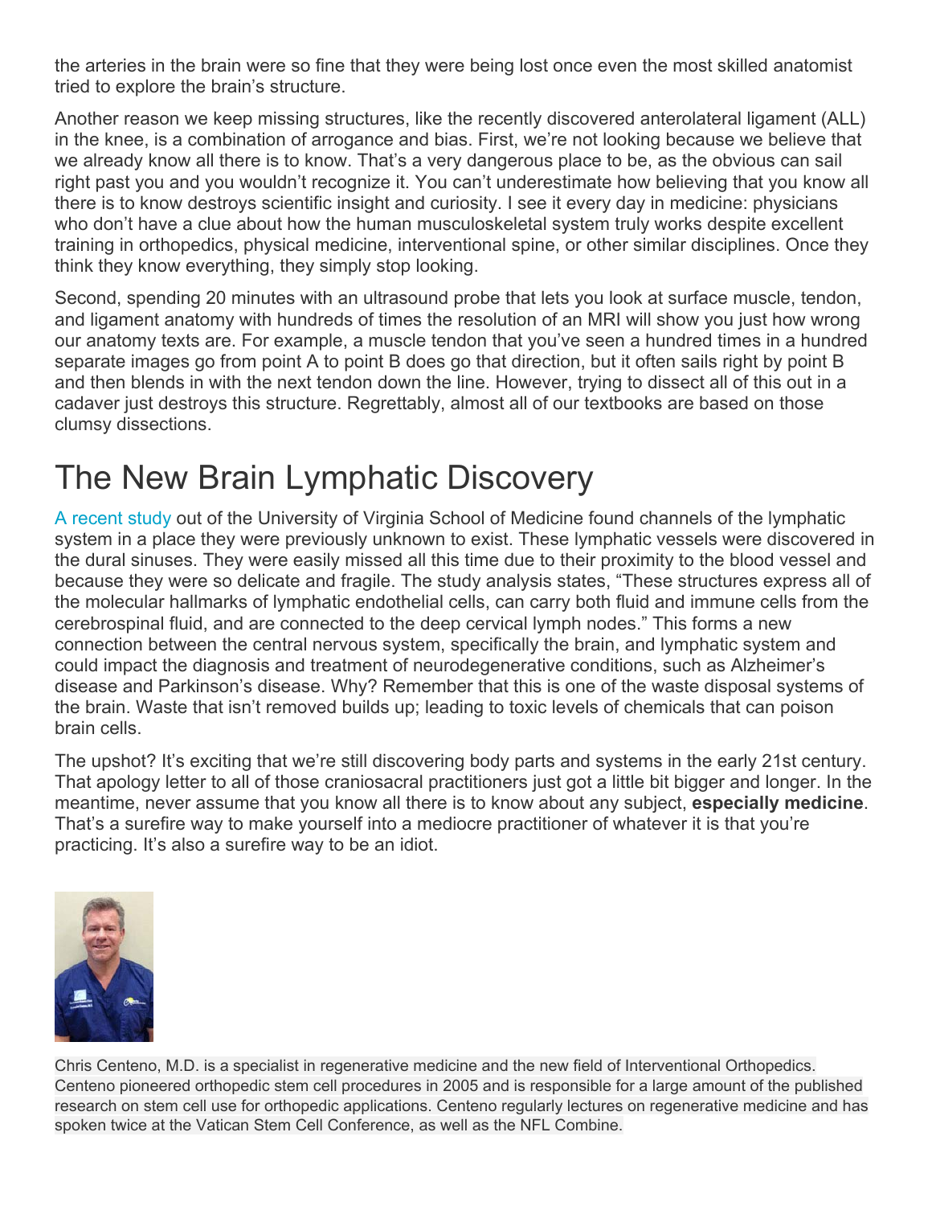the arteries in the brain were so fine that they were being lost once even the most skilled anatomist tried to explore the brain's structure.

Another reason we keep missing structures, like the recently discovered anterolateral ligament (ALL) in the knee, is a combination of arrogance and bias. First, we're not looking because we believe that we already know all there is to know. That's a very dangerous place to be, as the obvious can sail right past you and you wouldn't recognize it. You can't underestimate how believing that you know all there is to know destroys scientific insight and curiosity. I see it every day in medicine: physicians who don't have a clue about how the human musculoskeletal system truly works despite excellent training in orthopedics, physical medicine, interventional spine, or other similar disciplines. Once they think they know everything, they simply stop looking.

Second, spending 20 minutes with an ultrasound probe that lets you look at surface muscle, tendon, and ligament anatomy with hundreds of times the resolution of an MRI will show you just how wrong our anatomy texts are. For example, a muscle tendon that you've seen a hundred times in a hundred separate images go from point A to point B does go that direction, but it often sails right by point B and then blends in with the next tendon down the line. However, trying to dissect all of this out in a cadaver just destroys this structure. Regrettably, almost all of our textbooks are based on those clumsy dissections.

# The New Brain Lymphatic Discovery

A recent study out of the University of Virginia School of Medicine found channels of the lymphatic system in a place they were previously unknown to exist. These lymphatic vessels were discovered in the dural sinuses. They were easily missed all this time due to their proximity to the blood vessel and because they were so delicate and fragile. The study analysis states, "These structures express all of the molecular hallmarks of lymphatic endothelial cells, can carry both fluid and immune cells from the cerebrospinal fluid, and are connected to the deep cervical lymph nodes." This forms a new connection between the central nervous system, specifically the brain, and lymphatic system and could impact the diagnosis and treatment of neurodegenerative conditions, such as Alzheimer's disease and Parkinson's disease. Why? Remember that this is one of the waste disposal systems of the brain. Waste that isn't removed builds up; leading to toxic levels of chemicals that can poison brain cells.

The upshot? It's exciting that we're still discovering body parts and systems in the early 21st century. That apology letter to all of those craniosacral practitioners just got a little bit bigger and longer. In the meantime, never assume that you know all there is to know about any subject, **especially medicine**. That's a surefire way to make yourself into a mediocre practitioner of whatever it is that you're practicing. It's also a surefire way to be an idiot.

Chris Centeno, M.D. is a specialist in regenerative medicine and the new field of Interventional Orthopedics. Centeno pioneered orthopedic stem cell procedures in 2005 and is responsible for a large amount of the published research on stem cell use for orthopedic applications. Centeno regularly lectures on regenerative medicine and has spoken twice at the Vatican Stem Cell Conference, as well as the NFL Combine.